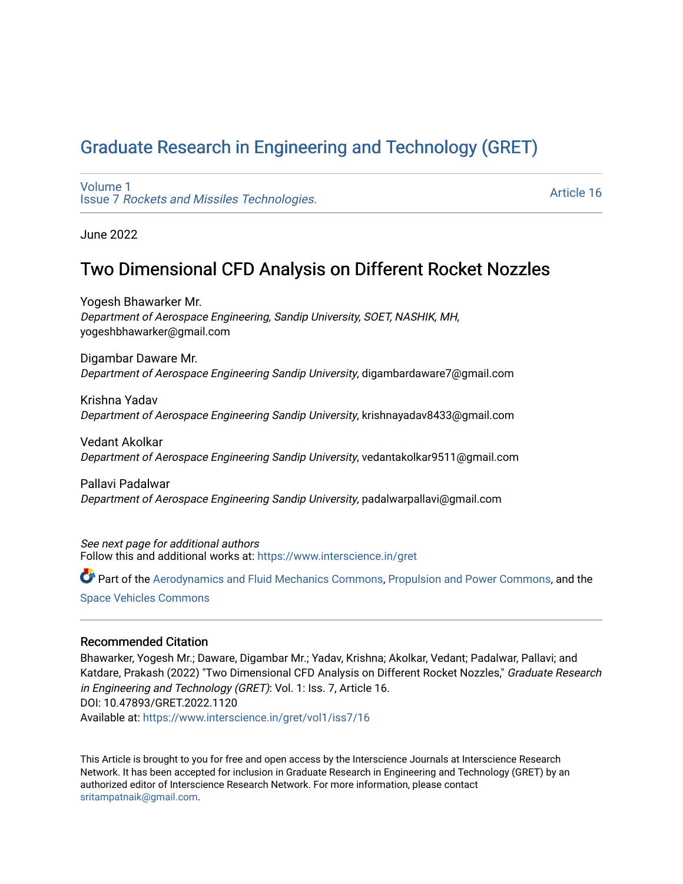# Graduate Research in Engineering and Technology (GRET)

Volume 1
Issue 7 *Rockets and Missiles Technologies.*

Article 16

June 2022

## Two Dimensional CFD Analysis on Different Rocket Nozzles

Yogesh Bhawarker Mr.
*Department of Aerospace Engineering, Sandip University, SOET, NASHIK, MH*, yogeshbhawarker@gmail.com

Digambar Daware Mr.
*Department of Aerospace Engineering Sandip University*, digambardaware7@gmail.com

Krishna Yadav
*Department of Aerospace Engineering Sandip University*, krishnayadav8433@gmail.com

Vedant Akolkar
*Department of Aerospace Engineering Sandip University*, vedantakolkar9511@gmail.com

Pallavi Padalwar
*Department of Aerospace Engineering Sandip University*, padalwarpallavi@gmail.com

*See next page for additional authors*
Follow this and additional works at: https://www.interscience.in/gret

Part of the Aerodynamics and Fluid Mechanics Commons, Propulsion and Power Commons, and the Space Vehicles Commons

### Recommended Citation

Bhawarker, Yogesh Mr.; Daware, Digambar Mr.; Yadav, Krishna; Akolkar, Vedant; Padalwar, Pallavi; and Katdare, Prakash (2022) "Two Dimensional CFD Analysis on Different Rocket Nozzles," *Graduate Research in Engineering and Technology (GRET)*: Vol. 1: Iss. 7, Article 16.
DOI: 10.47893/GRET.2022.1120
Available at: https://www.interscience.in/gret/vol1/iss7/16

This Article is brought to you for free and open access by the Interscience Journals at Interscience Research Network. It has been accepted for inclusion in Graduate Research in Engineering and Technology (GRET) by an authorized editor of Interscience Research Network. For more information, please contact sritampatnaik@gmail.com.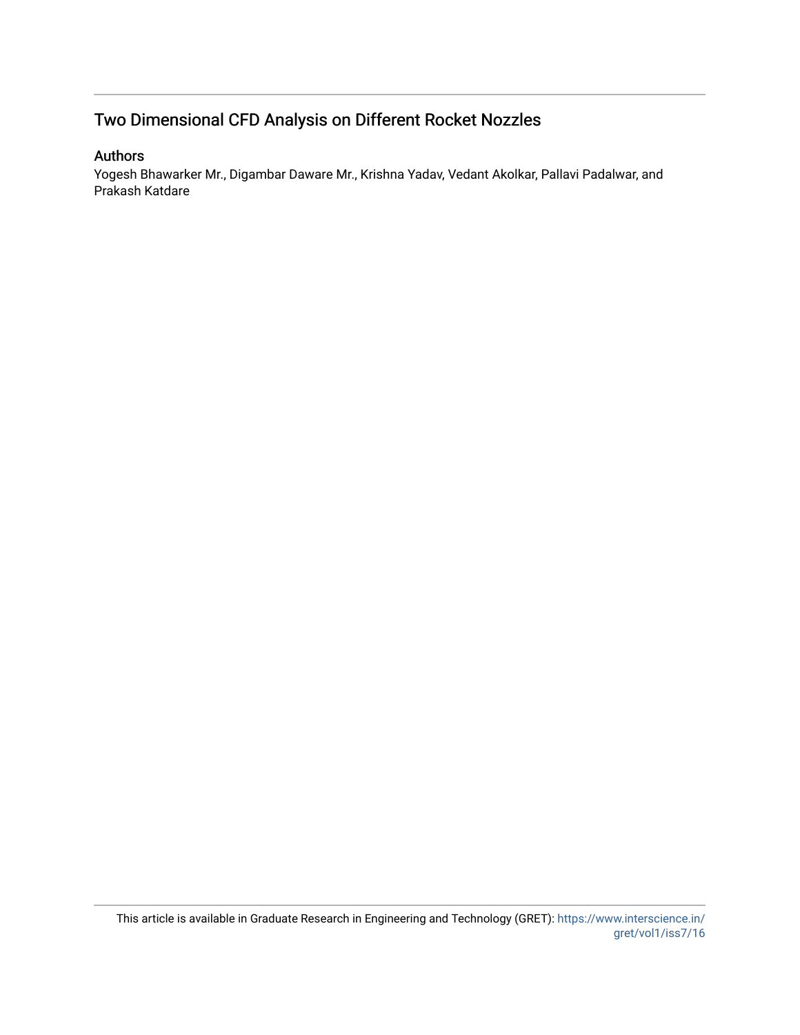# Two Dimensional CFD Analysis on Different Rocket Nozzles

## Authors

Yogesh Bhawarker Mr., Digambar Daware Mr., Krishna Yadav, Vedant Akolkar, Pallavi Padalwar, and Prakash Katdare

This article is available in Graduate Research in Engineering and Technology (GRET): https://www.interscience.in/gret/vol1/iss7/16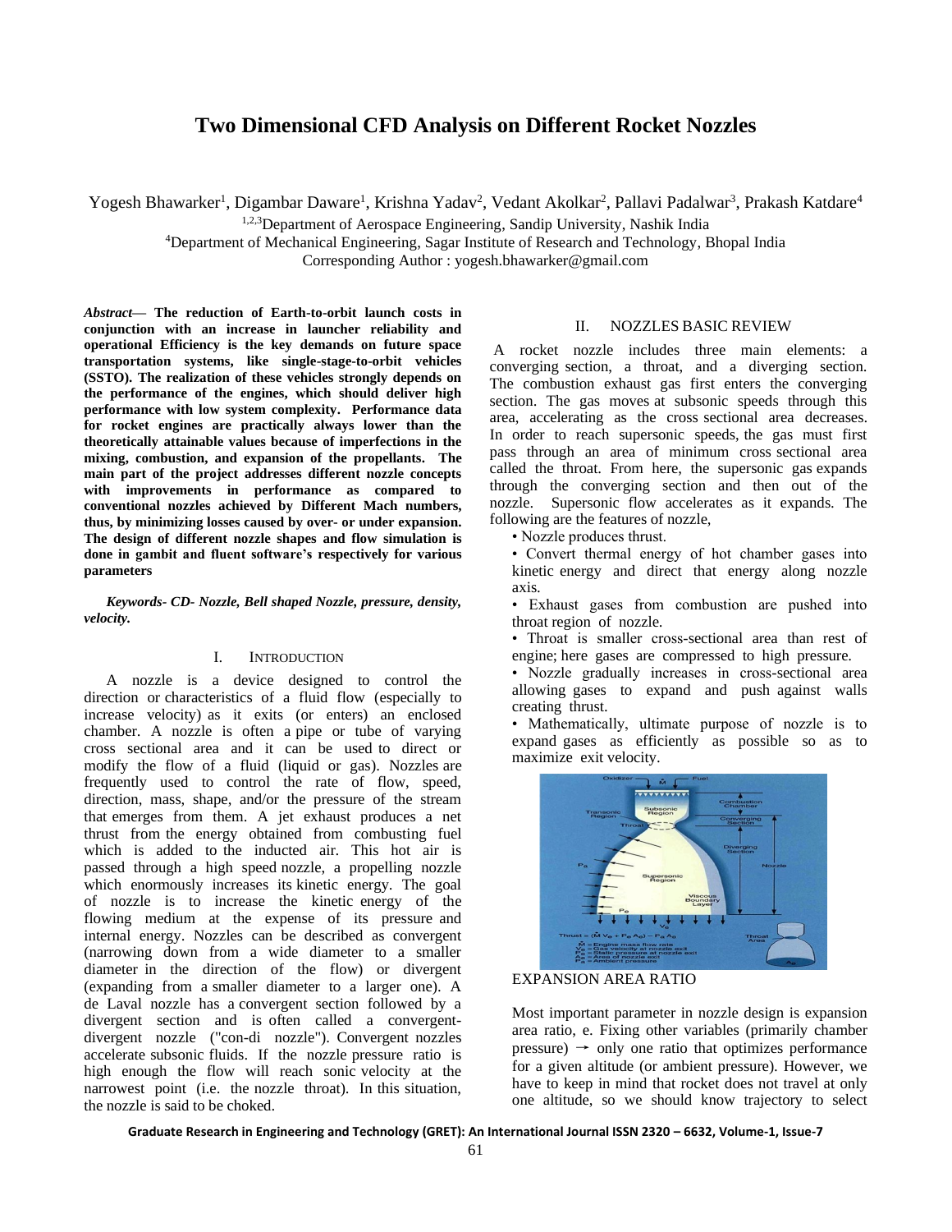# Two Dimensional CFD Analysis on Different Rocket Nozzles

Yogesh Bhawarker[1], Digambar Daware[1], Krishna Yadav[2], Vedant Akolkar[2], Pallavi Padalwar[3], Prakash Katdare[4]

[1,2,3]Department of Aerospace Engineering, Sandip University, Nashik India

[4]Department of Mechanical Engineering, Sagar Institute of Research and Technology, Bhopal India

Corresponding Author : yogesh.bhawarker@gmail.com

***Abstract*— The reduction of Earth-to-orbit launch costs in conjunction with an increase in launcher reliability and operational Efficiency is the key demands on future space transportation systems, like single-stage-to-orbit vehicles (SSTO). The realization of these vehicles strongly depends on the performance of the engines, which should deliver high performance with low system complexity. Performance data for rocket engines are practically always lower than the theoretically attainable values because of imperfections in the mixing, combustion, and expansion of the propellants. The main part of the project addresses different nozzle concepts with improvements in performance as compared to conventional nozzles achieved by Different Mach numbers, thus, by minimizing losses caused by over- or under expansion. The design of different nozzle shapes and flow simulation is done in gambit and fluent software's respectively for various parameters**

***Keywords- CD- Nozzle, Bell shaped Nozzle, pressure, density, velocity.***

## I. Introduction

A nozzle is a device designed to control the direction or characteristics of a fluid flow (especially to increase velocity) as it exits (or enters) an enclosed chamber. A nozzle is often a pipe or tube of varying cross sectional area and it can be used to direct or modify the flow of a fluid (liquid or gas). Nozzles are frequently used to control the rate of flow, speed, direction, mass, shape, and/or the pressure of the stream that emerges from them. A jet exhaust produces a net thrust from the energy obtained from combusting fuel which is added to the inducted air. This hot air is passed through a high speed nozzle, a propelling nozzle which enormously increases its kinetic energy. The goal of nozzle is to increase the kinetic energy of the flowing medium at the expense of its pressure and internal energy. Nozzles can be described as convergent (narrowing down from a wide diameter to a smaller diameter in the direction of the flow) or divergent (expanding from a smaller diameter to a larger one). A de Laval nozzle has a convergent section followed by a divergent section and is often called a convergent-divergent nozzle ("con-di nozzle"). Convergent nozzles accelerate subsonic fluids. If the nozzle pressure ratio is high enough the flow will reach sonic velocity at the narrowest point (i.e. the nozzle throat). In this situation, the nozzle is said to be choked.

## II. Nozzles Basic Review

A rocket nozzle includes three main elements: a converging section, a throat, and a diverging section. The combustion exhaust gas first enters the converging section. The gas moves at subsonic speeds through this area, accelerating as the cross sectional area decreases. In order to reach supersonic speeds, the gas must first pass through an area of minimum cross sectional area called the throat. From here, the supersonic gas expands through the converging section and then out of the nozzle. Supersonic flow accelerates as it expands. The following are the features of nozzle,

- Nozzle produces thrust.
- Convert thermal energy of hot chamber gases into kinetic energy and direct that energy along nozzle axis.
- Exhaust gases from combustion are pushed into throat region of nozzle.
- Throat is smaller cross-sectional area than rest of engine; here gases are compressed to high pressure.
- Nozzle gradually increases in cross-sectional area allowing gases to expand and push against walls creating thrust.
- Mathematically, ultimate purpose of nozzle is to expand gases as efficiently as possible so as to maximize exit velocity.

Oxidizer
Fuel
Combustion Chamber
Subsonic Region
Transonic Region
Throat
Converging Section
Diverging Section
Nozzle
Supersonic Region
Viscous Boundary Layer
Thrust = $(\dot{M} V_e + P_e A_e) - P_a A_e$
Throat Area

EXPANSION AREA RATIO

Most important parameter in nozzle design is expansion area ratio, e. Fixing other variables (primarily chamber pressure) → only one ratio that optimizes performance for a given altitude (or ambient pressure). However, we have to keep in mind that rocket does not travel at only one altitude, so we should know trajectory to select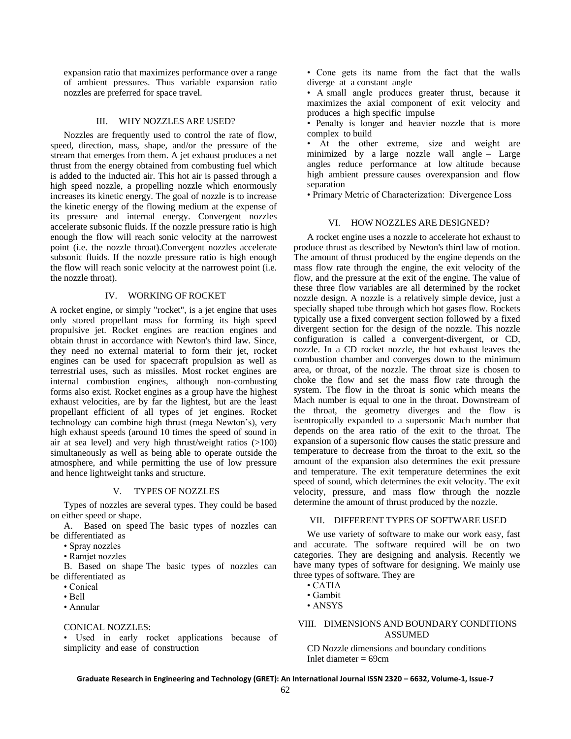expansion ratio that maximizes performance over a range of ambient pressures. Thus variable expansion ratio nozzles are preferred for space travel.

## III. WHY NOZZLES ARE USED?

Nozzles are frequently used to control the rate of flow, speed, direction, mass, shape, and/or the pressure of the stream that emerges from them. A jet exhaust produces a net thrust from the energy obtained from combusting fuel which is added to the inducted air. This hot air is passed through a high speed nozzle, a propelling nozzle which enormously increases its kinetic energy. The goal of nozzle is to increase the kinetic energy of the flowing medium at the expense of its pressure and internal energy. Convergent nozzles accelerate subsonic fluids. If the nozzle pressure ratio is high enough the flow will reach sonic velocity at the narrowest point (i.e. the nozzle throat).Convergent nozzles accelerate subsonic fluids. If the nozzle pressure ratio is high enough the flow will reach sonic velocity at the narrowest point (i.e. the nozzle throat).

## IV. WORKING OF ROCKET

A rocket engine, or simply "rocket", is a jet engine that uses only stored propellant mass for forming its high speed propulsive jet. Rocket engines are reaction engines and obtain thrust in accordance with Newton's third law. Since, they need no external material to form their jet, rocket engines can be used for spacecraft propulsion as well as terrestrial uses, such as missiles. Most rocket engines are internal combustion engines, although non-combusting forms also exist. Rocket engines as a group have the highest exhaust velocities, are by far the lightest, but are the least propellant efficient of all types of jet engines. Rocket technology can combine high thrust (mega Newton's), very high exhaust speeds (around 10 times the speed of sound in air at sea level) and very high thrust/weight ratios (>100) simultaneously as well as being able to operate outside the atmosphere, and while permitting the use of low pressure and hence lightweight tanks and structure.

## V. TYPES OF NOZZLES

Types of nozzles are several types. They could be based on either speed or shape.

A. Based on speed The basic types of nozzles can be differentiated as

- Spray nozzles
- Ramjet nozzles

B. Based on shape The basic types of nozzles can be differentiated as

- Conical
- Bell
- Annular

CONICAL NOZZLES:

- Used in early rocket applications because of simplicity and ease of construction
- Cone gets its name from the fact that the walls diverge at a constant angle
- A small angle produces greater thrust, because it maximizes the axial component of exit velocity and produces a high specific impulse
- Penalty is longer and heavier nozzle that is more complex to build
- At the other extreme, size and weight are minimized by a large nozzle wall angle – Large angles reduce performance at low altitude because high ambient pressure causes overexpansion and flow separation
- Primary Metric of Characterization: Divergence Loss

## VI. HOW NOZZLES ARE DESIGNED?

A rocket engine uses a nozzle to accelerate hot exhaust to produce thrust as described by Newton's third law of motion. The amount of thrust produced by the engine depends on the mass flow rate through the engine, the exit velocity of the flow, and the pressure at the exit of the engine. The value of these three flow variables are all determined by the rocket nozzle design. A nozzle is a relatively simple device, just a specially shaped tube through which hot gases flow. Rockets typically use a fixed convergent section followed by a fixed divergent section for the design of the nozzle. This nozzle configuration is called a convergent-divergent, or CD, nozzle. In a CD rocket nozzle, the hot exhaust leaves the combustion chamber and converges down to the minimum area, or throat, of the nozzle. The throat size is chosen to choke the flow and set the mass flow rate through the system. The flow in the throat is sonic which means the Mach number is equal to one in the throat. Downstream of the throat, the geometry diverges and the flow is isentropically expanded to a supersonic Mach number that depends on the area ratio of the exit to the throat. The expansion of a supersonic flow causes the static pressure and temperature to decrease from the throat to the exit, so the amount of the expansion also determines the exit pressure and temperature. The exit temperature determines the exit speed of sound, which determines the exit velocity. The exit velocity, pressure, and mass flow through the nozzle determine the amount of thrust produced by the nozzle.

## VII. DIFFERENT TYPES OF SOFTWARE USED

We use variety of software to make our work easy, fast and accurate. The software required will be on two categories. They are designing and analysis. Recently we have many types of software for designing. We mainly use three types of software. They are

- CATIA
- Gambit
- ANSYS

## VIII. DIMENSIONS AND BOUNDARY CONDITIONS ASSUMED

CD Nozzle dimensions and boundary conditions

Inlet diameter = 69cm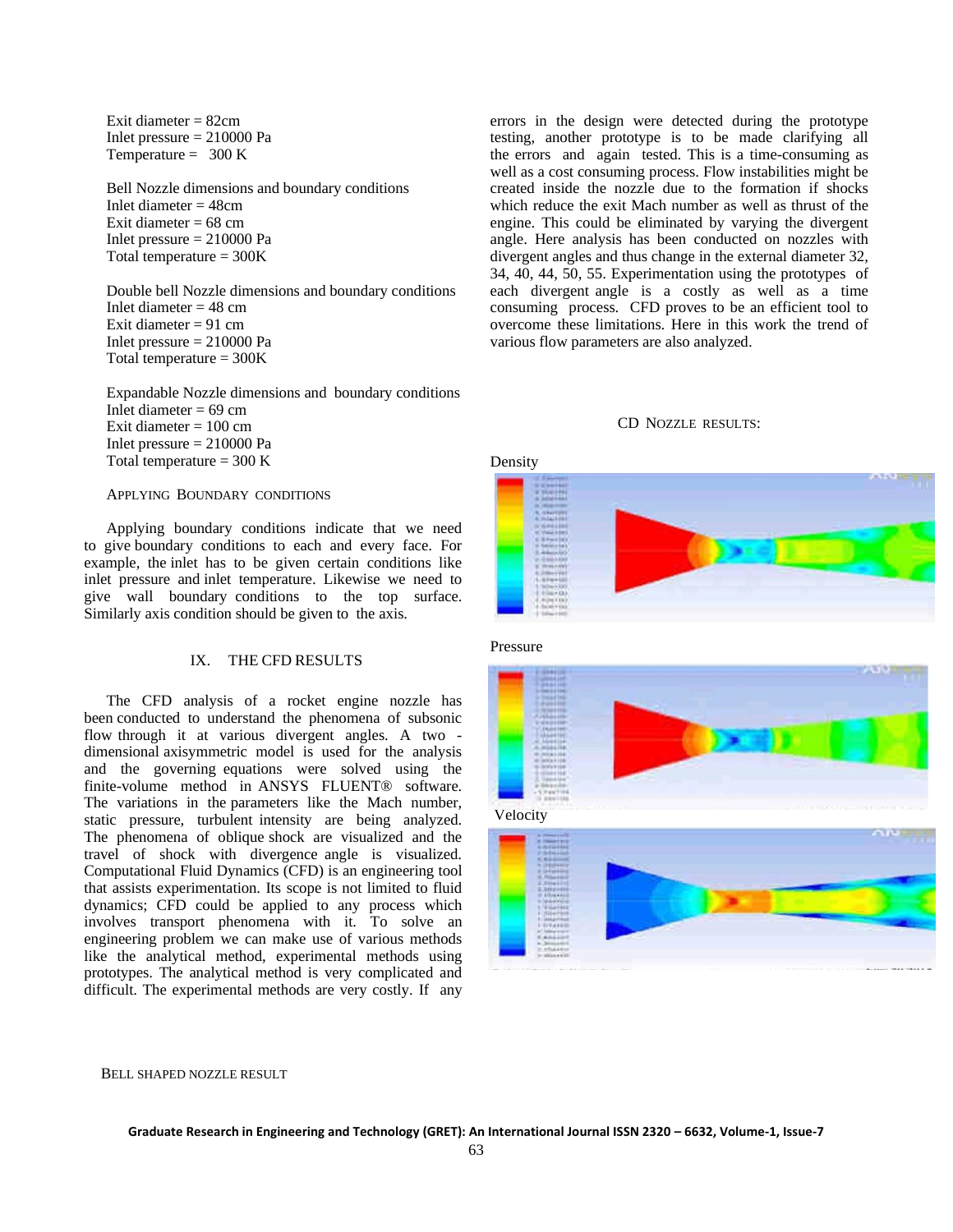Exit diameter = 82cm
Inlet pressure = 210000 Pa
Temperature = 300 K

Bell Nozzle dimensions and boundary conditions
Inlet diameter = 48cm
Exit diameter = 68 cm
Inlet pressure = 210000 Pa
Total temperature = 300K

Double bell Nozzle dimensions and boundary conditions
Inlet diameter = 48 cm
Exit diameter = 91 cm
Inlet pressure = 210000 Pa
Total temperature = 300K

Expandable Nozzle dimensions and boundary conditions
Inlet diameter = 69 cm
Exit diameter = 100 cm
Inlet pressure = 210000 Pa
Total temperature = 300 K

### APPLYING BOUNDARY CONDITIONS

Applying boundary conditions indicate that we need to give boundary conditions to each and every face. For example, the inlet has to be given certain conditions like inlet pressure and inlet temperature. Likewise we need to give wall boundary conditions to the top surface. Similarly axis condition should be given to the axis.

## IX. THE CFD RESULTS

The CFD analysis of a rocket engine nozzle has been conducted to understand the phenomena of subsonic flow through it at various divergent angles. A two - dimensional axisymmetric model is used for the analysis and the governing equations were solved using the finite-volume method in ANSYS® FLUENT® software. The variations in the parameters like the Mach number, static pressure, turbulent intensity are being analyzed. The phenomena of oblique shock are visualized and the travel of shock with divergence angle is visualized. Computational Fluid Dynamics (CFD) is an engineering tool that assists experimentation. Its scope is not limited to fluid dynamics; CFD could be applied to any process which involves transport phenomena with it. To solve an engineering problem we can make use of various methods like the analytical method, experimental methods using prototypes. The analytical method is very complicated and difficult. The experimental methods are very costly. If any errors in the design were detected during the prototype testing, another prototype is to be made clarifying all the errors and again tested. This is a time-consuming as well as a cost consuming process. Flow instabilities might be created inside the nozzle due to the formation if shocks which reduce the exit Mach number as well as thrust of the engine. This could be eliminated by varying the divergent angle. Here analysis has been conducted on nozzles with divergent angles and thus change in the external diameter 32, 34, 40, 44, 50, 55. Experimentation using the prototypes of each divergent angle is a costly as well as a time consuming process. CFD proves to be an efficient tool to overcome these limitations. Here in this work the trend of various flow parameters are also analyzed.

### CD NOZZLE RESULTS:

Density

Pressure

Velocity

### BELL SHAPED NOZZLE RESULT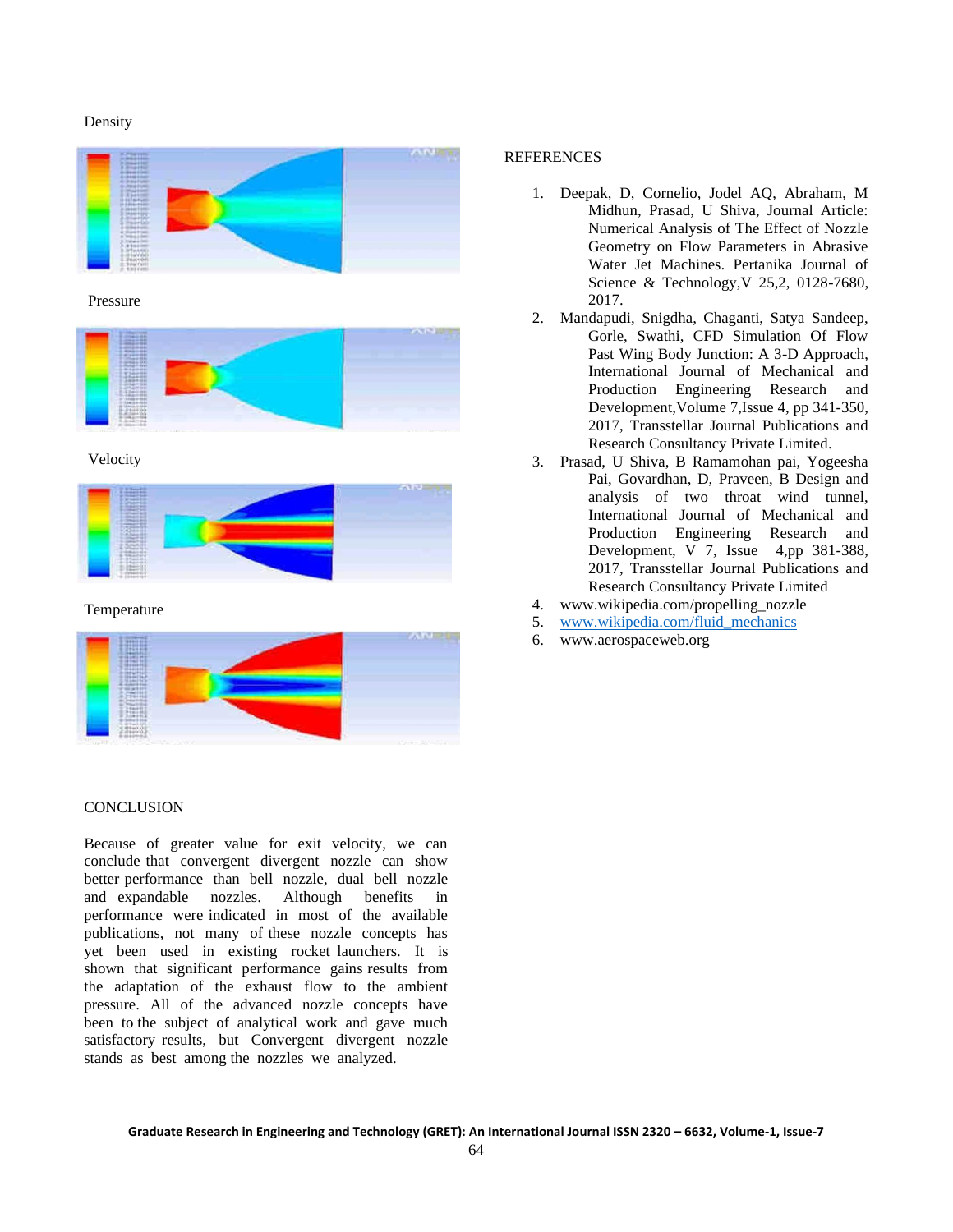Density

Pressure

Velocity

Temperature

## CONCLUSION

Because of greater value for exit velocity, we can conclude that convergent divergent nozzle can show better performance than bell nozzle, dual bell nozzle and expandable nozzles. Although benefits in performance were indicated in most of the available publications, not many of these nozzle concepts has yet been used in existing rocket launchers. It is shown that significant performance gains results from the adaptation of the exhaust flow to the ambient pressure. All of the advanced nozzle concepts have been to the subject of analytical work and gave much satisfactory results, but Convergent divergent nozzle stands as best among the nozzles we analyzed.

## REFERENCES

1. Deepak, D, Cornelio, Jodel AQ, Abraham, M Midhun, Prasad, U Shiva, Journal Article: Numerical Analysis of The Effect of Nozzle Geometry on Flow Parameters in Abrasive Water Jet Machines. Pertanika Journal of Science & Technology,V 25,2, 0128-7680, 2017.
2. Mandapudi, Snigdha, Chaganti, Satya Sandeep, Gorle, Swathi, CFD Simulation Of Flow Past Wing Body Junction: A 3-D Approach, International Journal of Mechanical and Production Engineering Research and Development,Volume 7,Issue 4, pp 341-350, 2017, Transstellar Journal Publications and Research Consultancy Private Limited.
3. Prasad, U Shiva, B Ramamohan pai, Yogeesha Pai, Govardhan, D, Praveen, B Design and analysis of two throat wind tunnel, International Journal of Mechanical and Production Engineering Research and Development, V 7, Issue 4,pp 381-388, 2017, Transstellar Journal Publications and Research Consultancy Private Limited
4. www.wikipedia.com/propelling_nozzle
5. www.wikipedia.com/fluid_mechanics
6. www.aerospaceweb.org